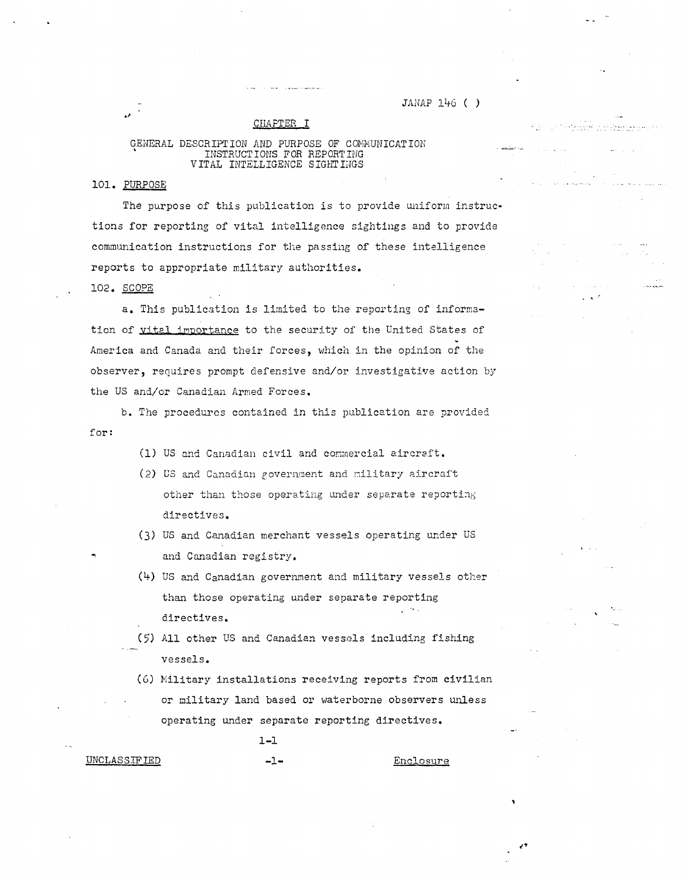JANAP 146 ( )

# CHAPTER I

## GENERAL DESCRIPTION AND PURPOSE OF COMMUNICATION INSTRUCTIONS FOR REPORTING VITAL INTELLIGENCE SIGHTINGS

### 101. PURPOSE

The purpose of this publication is to provide uniform instructions for reporting of vital intelligence sightings and to provide communication instructions for the passing of these intelligence reports to appropriate military authorities.

### 102. SCOPE

a. This publication is limited to the reporting of information of vital importance to the security of the United States of America and Canada and their forces, which in the opinion of the observer, requires prompt defensive and/or investigative action by the US and/or Canadian Armed Forces.

b. The procedures contained in this publication are provided for:

(1) US and Canadian civil and commercial aircraft.

(2) US and Canadian government and military aircraft other than those operating under separate reporting directives.

(3) US and Canadian merchant vessels operating under US and Canadian registry.

(4) US and Canadian government and military vessels other than those operating under separate reporting directives.

(5) All other US and Canadian vessels including fishing vessels.

(6) Military installations receiving reports from civilian or military land based or waterborne observers unless operating under separate reporting directives.

1-1

UNCLASSIFIED — Enclosure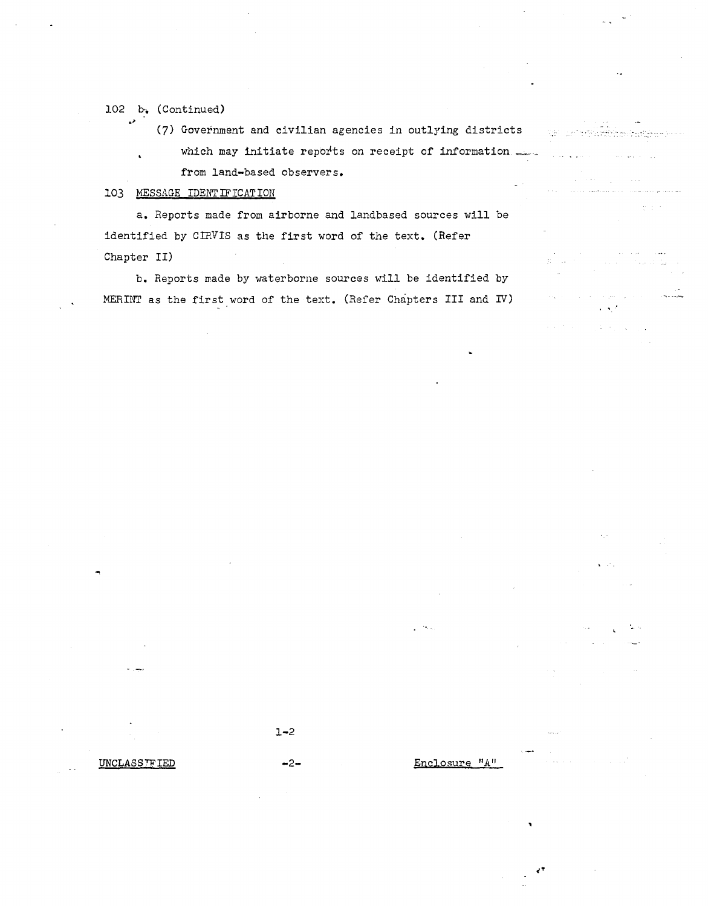102 b. (Continued)

(7) Government and civilian agencies in outlying districts which may initiate reports on receipt of information from land-based observers.

103 MESSAGE IDENTIFICATION

a. Reports made from airborne and landbased sources will be identified by CIRVIS as the first word of the text. (Refer Chapter II)

b. Reports made by waterborne sources will be identified by MERINT as the first word of the text. (Refer Chapters III and IV)

1-2

UNCLASSIFIED -2- Enclosure "A"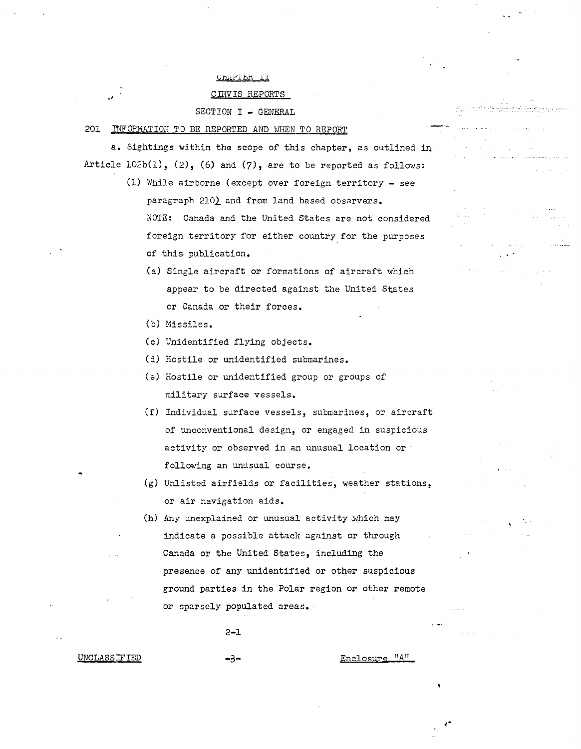# CHAPTER II

## CIRVIS REPORTS

### SECTION I - GENERAL

201 INFORMATION TO BE REPORTED AND WHEN TO REPORT

a. Sightings within the scope of this chapter, as outlined in Article 102b(1), (2), (6) and (7), are to be reported as follows:

(1) While airborne (except over foreign territory - see paragraph 210) and from land based observers.

NOTE: Canada and the United States are not considered foreign territory for either country for the purposes of this publication.

(a) Single aircraft or formations of aircraft which appear to be directed against the United States or Canada or their forces.

(b) Missiles.

(c) Unidentified flying objects.

(d) Hostile or unidentified submarines.

(e) Hostile or unidentified group or groups of military surface vessels.

(f) Individual surface vessels, submarines, or aircraft of unconventional design, or engaged in suspicious activity or observed in an unusual location or following an unusual course.

(g) Unlisted airfields or facilities, weather stations, or air navigation aids.

(h) Any unexplained or unusual activity which may indicate a possible attack against or through Canada or the United States, including the presence of any unidentified or other suspicious ground parties in the Polar region or other remote or sparsely populated areas.

2-1

UNCLASSIFIED

Enclosure "A"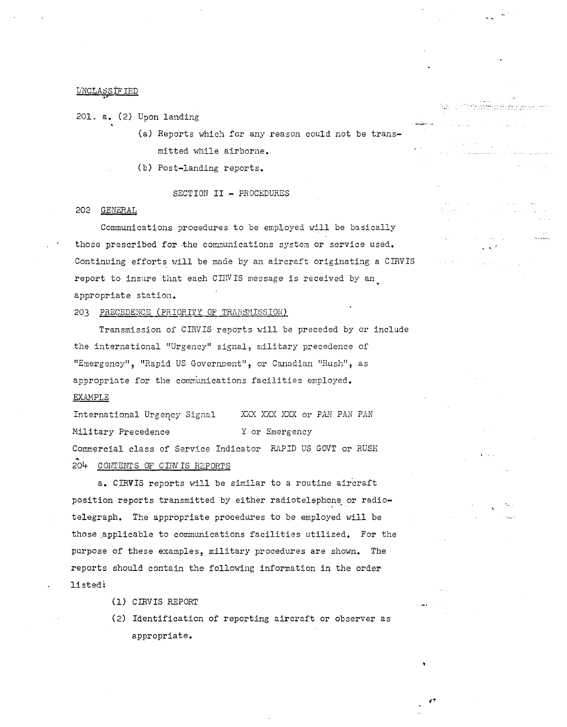UNCLASSIFIED

201. a. (2) Upon landing

(a) Reports which for any reason could not be transmitted while airborne.

(b) Post-landing reports.

## SECTION II - PROCEDURES

202 GENERAL

Communications procedures to be employed will be basically those prescribed for the communications system or service used. Continuing efforts will be made by an aircraft originating a CIRVIS report to insure that each CIRVIS message is received by an appropriate station.

203 PRECEDENCE (PRIORITY OF TRANSMISSION)

Transmission of CIRVIS reports will be preceded by or include the international "Urgency" signal, military precedence of "Emergency", "Rapid US Government", or Canadian "Rush", as appropriate for the communications facilities employed.

EXAMPLE

| | |
|---|---|
| International Urgency Signal | XXX XXX XXX or PAN PAN PAN |
| Military Precedence | Y or Emergency |
| Commercial class of Service Indicator | RAPID US GOVT or RUSH |

204 CONTENTS OF CIRVIS REPORTS

a. CIRVIS reports will be similar to a routine aircraft position reports transmitted by either radiotelephone or radiotelegraph. The appropriate procedures to be employed will be those applicable to communications facilities utilized. For the purpose of these examples, military procedures are shown. The reports should contain the following information in the order listed:

(1) CIRVIS REPORT

(2) Identification of reporting aircraft or observer as appropriate.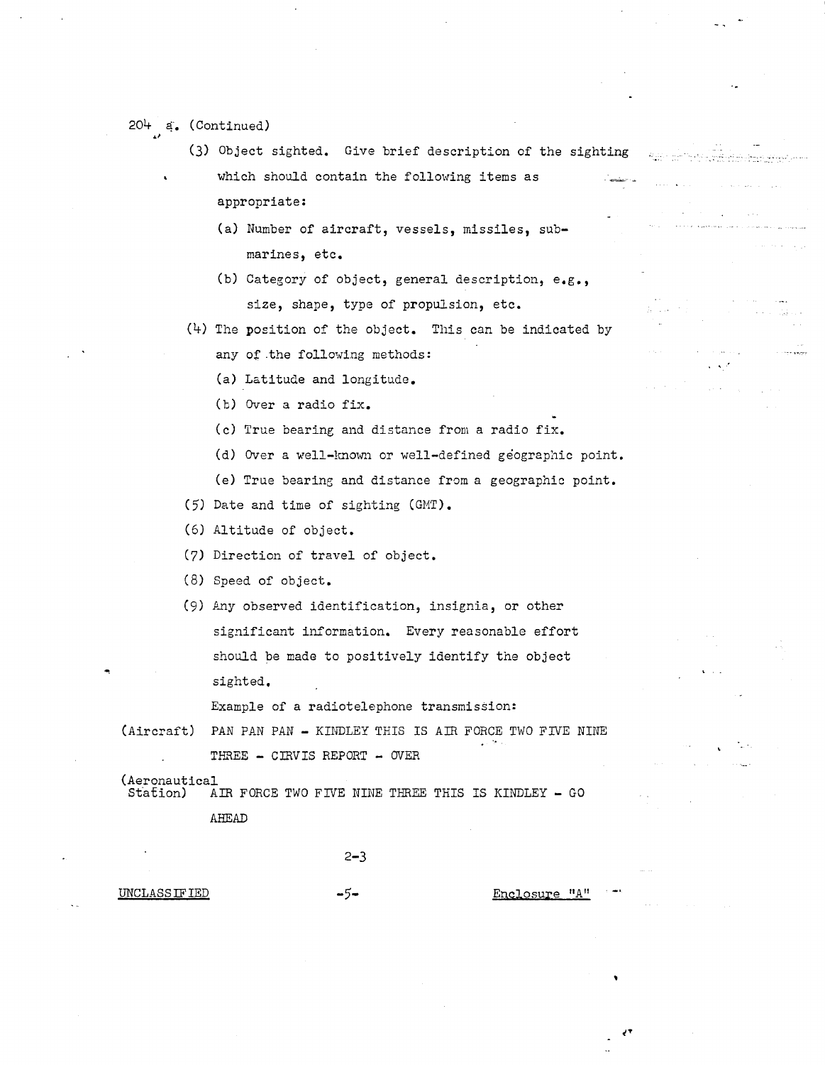204 a. (Continued)

(3) Object sighted. Give brief description of the sighting which should contain the following items as appropriate:

(a) Number of aircraft, vessels, missiles, submarines, etc.

(b) Category of object, general description, e.g., size, shape, type of propulsion, etc.

(4) The position of the object. This can be indicated by any of the following methods:

(a) Latitude and longitude.

(b) Over a radio fix.

(c) True bearing and distance from a radio fix.

(d) Over a well-known or well-defined geographic point.

(e) True bearing and distance from a geographic point.

(5) Date and time of sighting (GMT).

(6) Altitude of object.

(7) Direction of travel of object.

(8) Speed of object.

(9) Any observed identification, insignia, or other significant information. Every reasonable effort should be made to positively identify the object sighted.

Example of a radiotelephone transmission:

(Aircraft) PAN PAN PAN - KINDLEY THIS IS AIR FORCE TWO FIVE NINE THREE - CIRVIS REPORT - OVER

(Aeronautical Station) AIR FORCE TWO FIVE NINE THREE THIS IS KINDLEY - GO AHEAD

2-3

UNCLASSIFIED

Enclosure "A"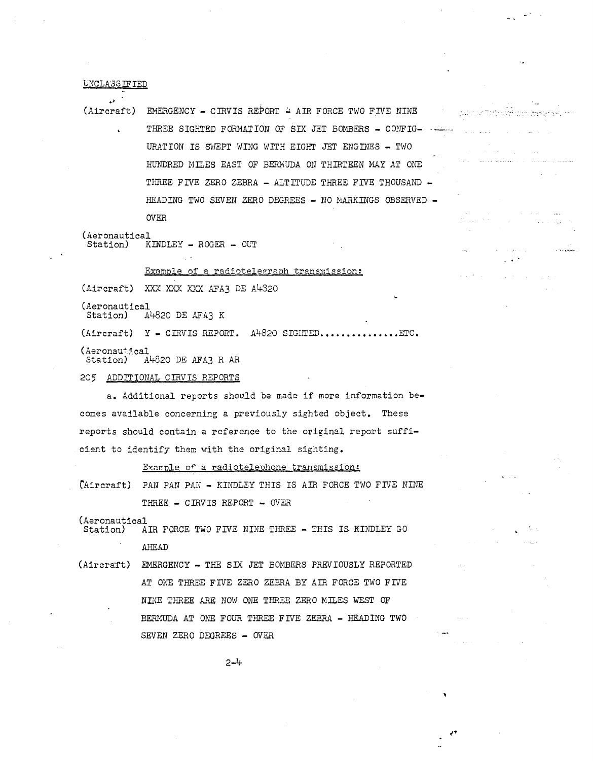UNCLASSIFIED

(Aircraft) EMERGENCY - CIRVIS REPORT - AIR FORCE TWO FIVE NINE THREE SIGHTED FORMATION OF SIX JET BOMBERS - CONFIGURATION IS SWEPT WING WITH EIGHT JET ENGINES - TWO HUNDRED MILES EAST OF BERMUDA ON THIRTEEN MAY AT ONE THREE FIVE ZERO ZEBRA - ALTITUDE THREE FIVE THOUSAND - HEADING TWO SEVEN ZERO DEGREES - NO MARKINGS OBSERVED - OVER

(Aeronautical Station) KINDLEY - ROGER - OUT

Example of a radiotelegraph transmission:

(Aircraft) XXX XXX XXX AFA3 DE A4820

(Aeronautical Station) A4820 DE AFA3 K

(Aircraft) Y - CIRVIS REPORT. A4820 SIGHTED..............ETC.

(Aeronautical Station) A4820 DE AFA3 R AR

205 ADDITIONAL CIRVIS REPORTS

a. Additional reports should be made if more information becomes available concerning a previously sighted object. These reports should contain a reference to the original report sufficient to identify them with the original sighting.

Example of a radiotelephone transmission:

(Aircraft) PAN PAN PAN - KINDLEY THIS IS AIR FORCE TWO FIVE NINE THREE - CIRVIS REPORT - OVER

(Aeronautical Station) AIR FORCE TWO FIVE NINE THREE - THIS IS KINDLEY GO AHEAD

(Aircraft) EMERGENCY - THE SIX JET BOMBERS PREVIOUSLY REPORTED AT ONE THREE FIVE ZERO ZEBRA BY AIR FORCE TWO FIVE NINE THREE ARE NOW ONE THREE ZERO MILES WEST OF BERMUDA AT ONE FOUR THREE FIVE ZEBRA - HEADING TWO SEVEN ZERO DEGREES - OVER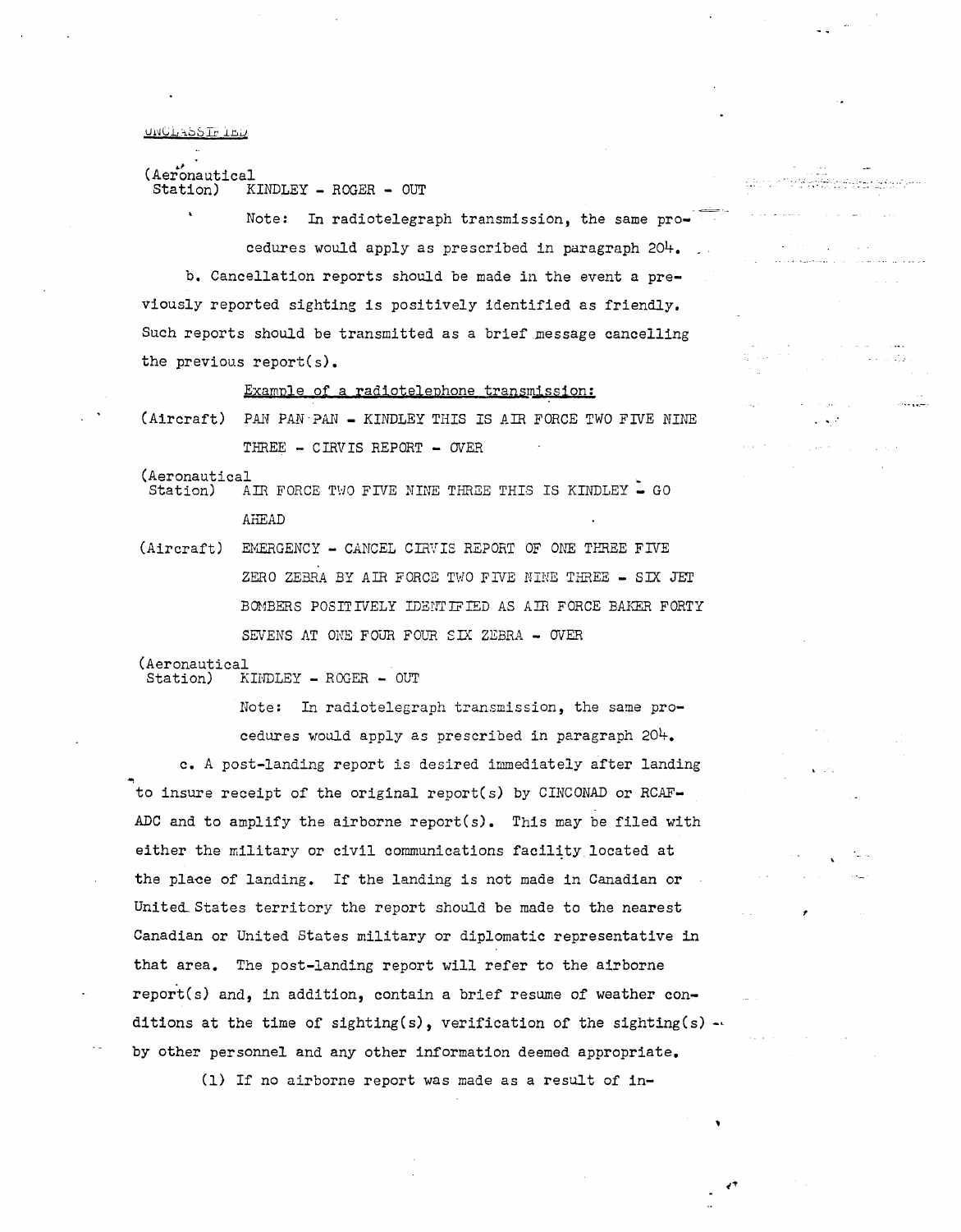UNCLASSIFIED

(Aeronautical Station) KINDLEY - ROGER - OUT

Note: In radiotelegraph transmission, the same procedures would apply as prescribed in paragraph 204.

b. Cancellation reports should be made in the event a previously reported sighting is positively identified as friendly. Such reports should be transmitted as a brief message cancelling the previous report(s).

<u>Example of a radiotelephone transmission:</u>

(Aircraft) PAN PAN PAN - KINDLEY THIS IS AIR FORCE TWO FIVE NINE THREE - CIRVIS REPORT - OVER

(Aeronautical Station) AIR FORCE TWO FIVE NINE THREE THIS IS KINDLEY - GO AHEAD

(Aircraft) EMERGENCY - CANCEL CIRVIS REPORT OF ONE THREE FIVE ZERO ZEBRA BY AIR FORCE TWO FIVE NINE THREE - SIX JET BOMBERS POSITIVELY IDENTIFIED AS AIR FORCE BAKER FORTY SEVENS AT ONE FOUR FOUR SIX ZEBRA - OVER

(Aeronautical Station) KINDLEY - ROGER - OUT

Note: In radiotelegraph transmission, the same procedures would apply as prescribed in paragraph 204.

c. A post-landing report is desired immediately after landing to insure receipt of the original report(s) by CINCONAD or RCAF-ADC and to amplify the airborne report(s). This may be filed with either the military or civil communications facility located at the place of landing. If the landing is not made in Canadian or United States territory the report should be made to the nearest Canadian or United States military or diplomatic representative in that area. The post-landing report will refer to the airborne report(s) and, in addition, contain a brief resume of weather conditions at the time of sighting(s), verification of the sighting(s) by other personnel and any other information deemed appropriate.

(1) If no airborne report was made as a result of in-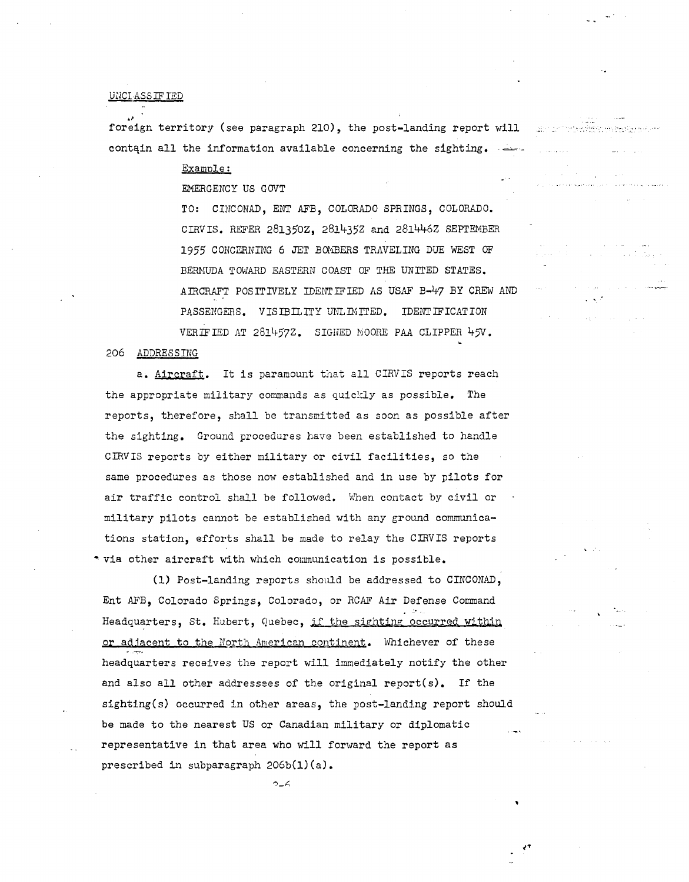UNCLASSIFIED

foreign territory (see paragraph 210), the post-landing report will contain all the information available concerning the sighting.

Example:

EMERGENCY US GOVT

TO: CINCONAD, ENT AFB, COLORADO SPRINGS, COLORADO. CIRVIS. REFER 281350Z, 281435Z and 281446Z SEPTEMBER 1955 CONCERNING 6 JET BOMBERS TRAVELING DUE WEST OF BERMUDA TOWARD EASTERN COAST OF THE UNITED STATES. AIRCRAFT POSITIVELY IDENTIFIED AS USAF B-47 BY CREW AND PASSENGERS. VISIBILITY UNLIMITED. IDENTIFICATION VERIFIED AT 281457Z. SIGNED MOORE PAA CLIPPER 45V.

206 ADDRESSING

a. Aircraft. It is paramount that all CIRVIS reports reach the appropriate military commands as quickly as possible. The reports, therefore, shall be transmitted as soon as possible after the sighting. Ground procedures have been established to handle CIRVIS reports by either military or civil facilities, so the same procedures as those now established and in use by pilots for air traffic control shall be followed. When contact by civil or military pilots cannot be established with any ground communications station, efforts shall be made to relay the CIRVIS reports via other aircraft with which communication is possible.

(1) Post-landing reports should be addressed to CINCONAD, Ent AFB, Colorado Springs, Colorado, or RCAF Air Defense Command Headquarters, St. Hubert, Quebec, if the sighting occurred within or adjacent to the North American continent. Whichever of these headquarters receives the report will immediately notify the other and also all other addressees of the original report(s). If the sighting(s) occurred in other areas, the post-landing report should be made to the nearest US or Canadian military or diplomatic representative in that area who will forward the report as prescribed in subparagraph 206b(1)(a).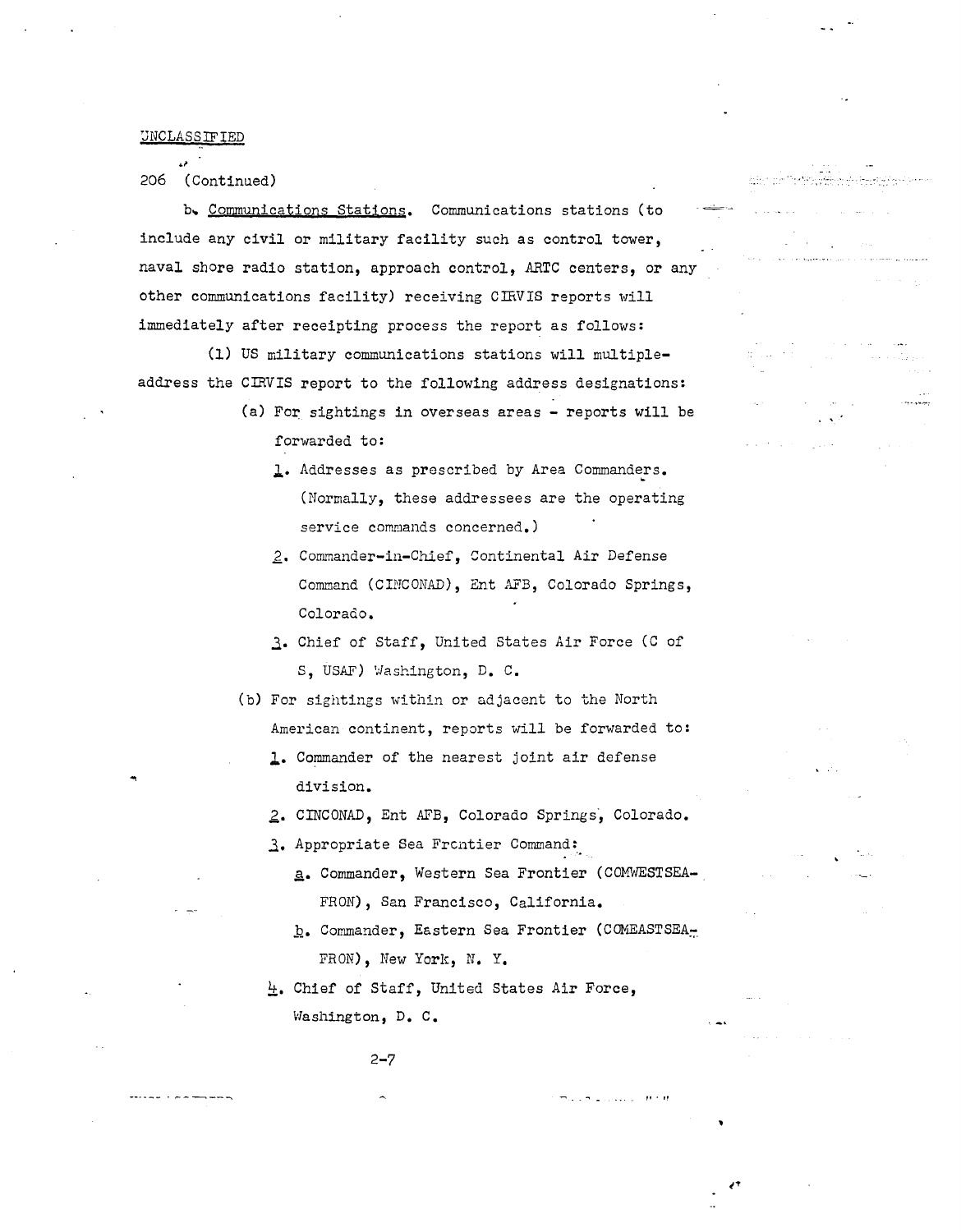UNCLASSIFIED

206 (Continued)

b. Communications Stations. Communications stations (to include any civil or military facility such as control tower, naval shore radio station, approach control, ARTC centers, or any other communications facility) receiving CIRVIS reports will immediately after receipting process the report as follows:

(1) US military communications stations will multiple-address the CIRVIS report to the following address designations:

(a) For sightings in overseas areas - reports will be forwarded to:

1. Addresses as prescribed by Area Commanders. (Normally, these addressees are the operating service commands concerned.)

2. Commander-in-Chief, Continental Air Defense Command (CINCONAD), Ent AFB, Colorado Springs, Colorado.

3. Chief of Staff, United States Air Force (C of S, USAF) Washington, D. C.

(b) For sightings within or adjacent to the North American continent, reports will be forwarded to:

1. Commander of the nearest joint air defense division.

2. CINCONAD, Ent AFB, Colorado Springs, Colorado.

3. Appropriate Sea Frontier Command:

a. Commander, Western Sea Frontier (COMWESTSEAFRON), San Francisco, California.

b. Commander, Eastern Sea Frontier (COMEASTSEAFRON), New York, N. Y.

4. Chief of Staff, United States Air Force, Washington, D. C.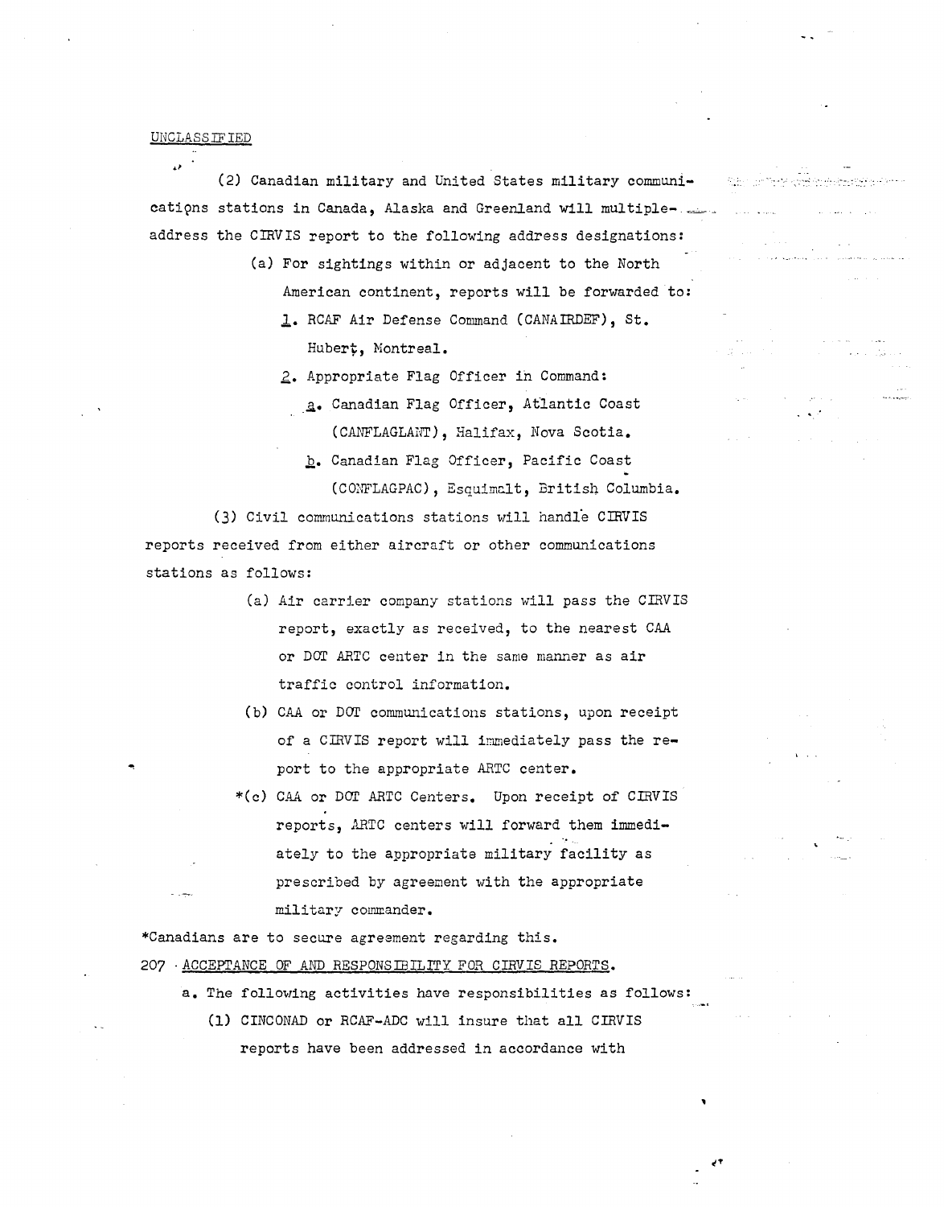UNCLASSIFIED

(2) Canadian military and United States military communications stations in Canada, Alaska and Greenland will multiple-address the CIRVIS report to the following address designations:

(a) For sightings within or adjacent to the North American continent, reports will be forwarded to:

1. RCAF Air Defense Command (CANAIRDEF), St. Hubert, Montreal.

2. Appropriate Flag Officer in Command:

a. Canadian Flag Officer, Atlantic Coast (CANFLAGLANT), Halifax, Nova Scotia.

b. Canadian Flag Officer, Pacific Coast (CONFLAGPAC), Esquimalt, British Columbia.

(3) Civil communications stations will handle CIRVIS reports received from either aircraft or other communications stations as follows:

(a) Air carrier company stations will pass the CIRVIS report, exactly as received, to the nearest CAA or DOT ARTC center in the same manner as air traffic control information.

(b) CAA or DOT communications stations, upon receipt of a CIRVIS report will immediately pass the report to the appropriate ARTC center.

*(c) CAA or DOT ARTC Centers. Upon receipt of CIRVIS reports, ARTC centers will forward them immediately to the appropriate military facility as prescribed by agreement with the appropriate military commander.

*Canadians are to secure agreement regarding this.

207 · ACCEPTANCE OF AND RESPONSIBILITY FOR CIRVIS REPORTS.

a. The following activities have responsibilities as follows:

(1) CINCONAD or RCAF-ADC will insure that all CIRVIS reports have been addressed in accordance with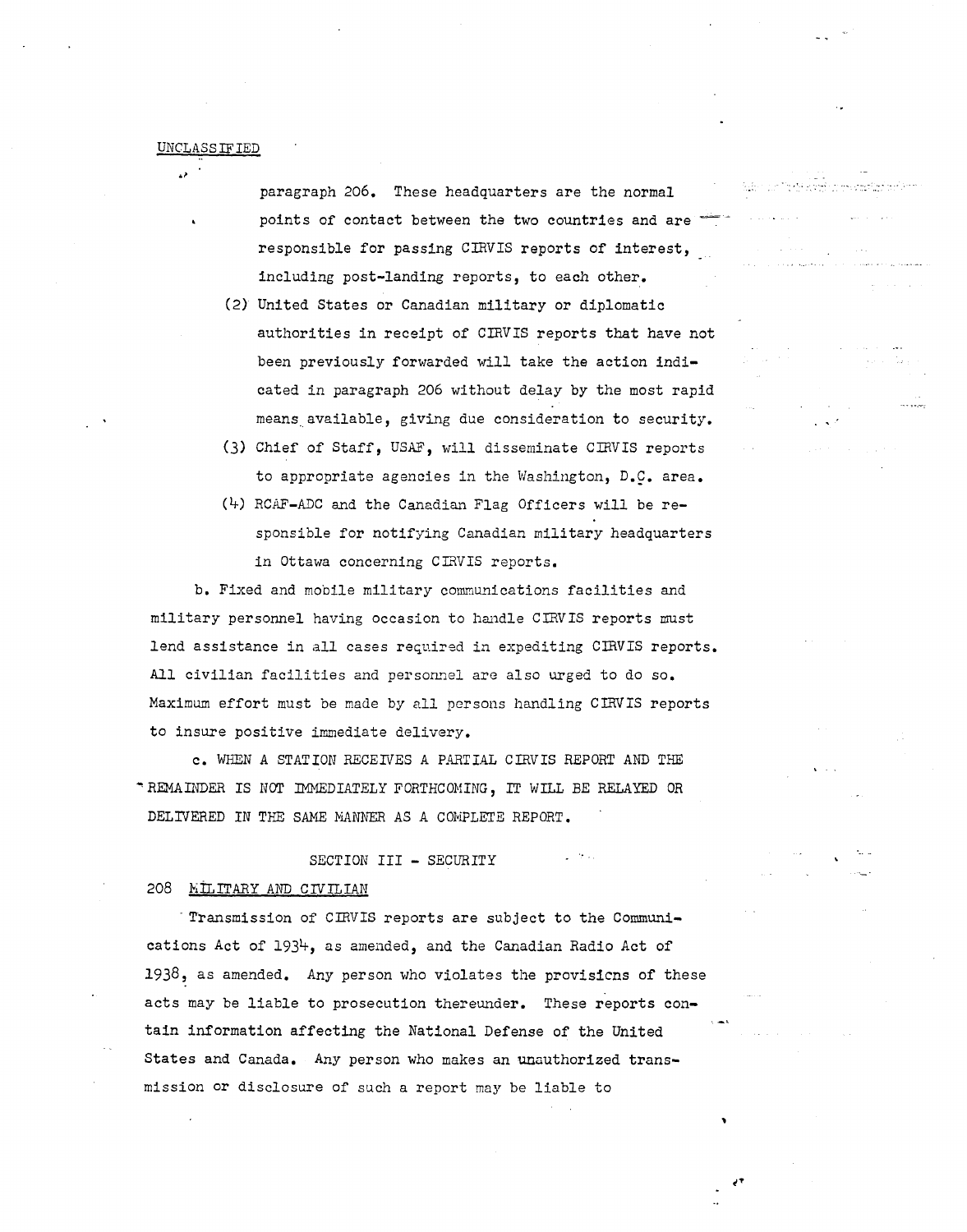UNCLASSIFIED

paragraph 206. These headquarters are the normal points of contact between the two countries and are responsible for passing CIRVIS reports of interest, including post-landing reports, to each other.

(2) United States or Canadian military or diplomatic authorities in receipt of CIRVIS reports that have not been previously forwarded will take the action indicated in paragraph 206 without delay by the most rapid means available, giving due consideration to security.

(3) Chief of Staff, USAF, will disseminate CIRVIS reports to appropriate agencies in the Washington, D.C. area.

(4) RCAF-ADC and the Canadian Flag Officers will be responsible for notifying Canadian military headquarters in Ottawa concerning CIRVIS reports.

b. Fixed and mobile military communications facilities and military personnel having occasion to handle CIRVIS reports must lend assistance in all cases required in expediting CIRVIS reports. All civilian facilities and personnel are also urged to do so. Maximum effort must be made by all persons handling CIRVIS reports to insure positive immediate delivery.

c. WHEN A STATION RECEIVES A PARTIAL CIRVIS REPORT AND THE REMAINDER IS NOT IMMEDIATELY FORTHCOMING, IT WILL BE RELAYED OR DELIVERED IN THE SAME MANNER AS A COMPLETE REPORT.

## SECTION III - SECURITY

### 208 MILITARY AND CIVILIAN

Transmission of CIRVIS reports are subject to the Communications Act of 1934, as amended, and the Canadian Radio Act of 1938, as amended. Any person who violates the provisions of these acts may be liable to prosecution thereunder. These reports contain information affecting the National Defense of the United States and Canada. Any person who makes an unauthorized transmission or disclosure of such a report may be liable to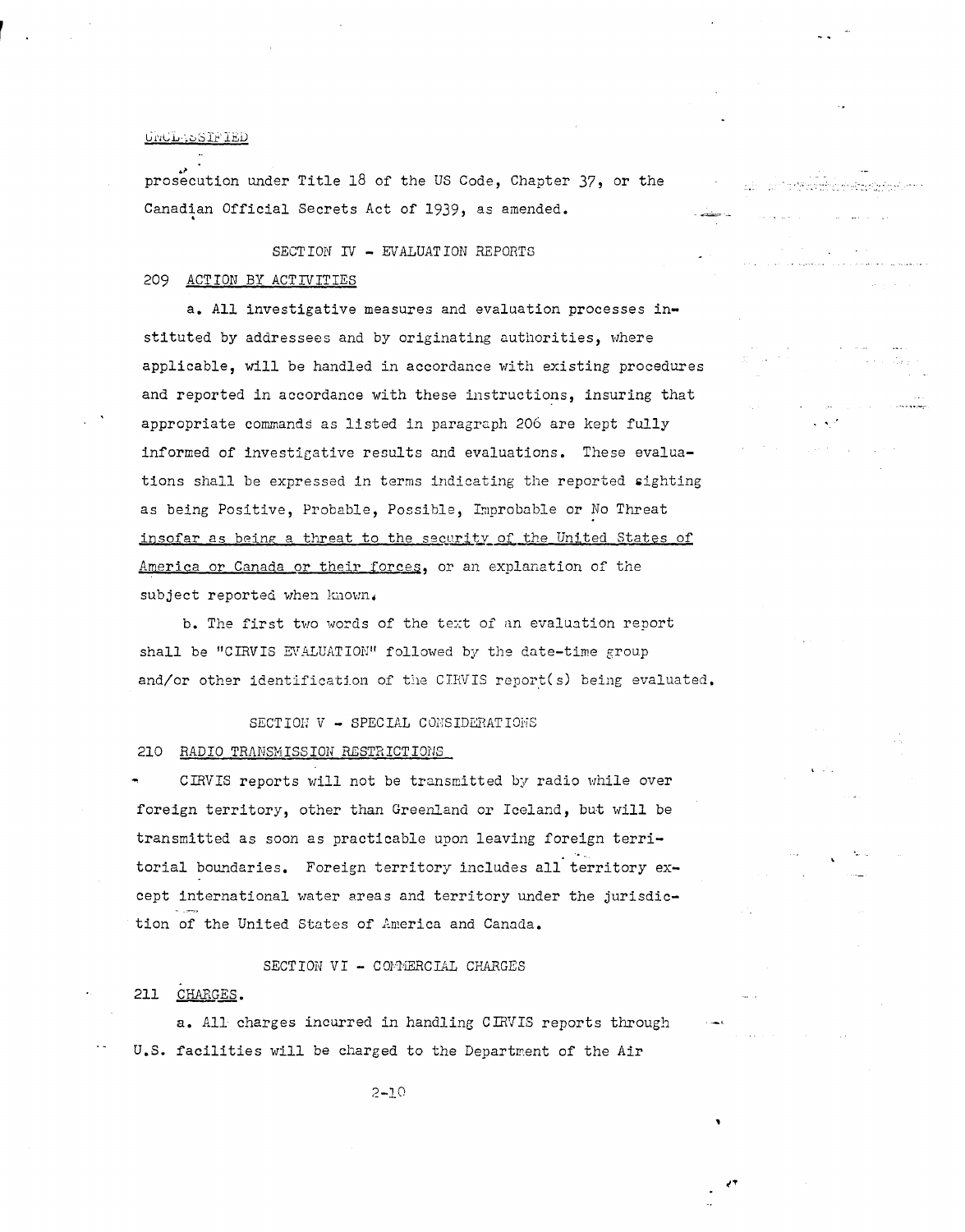UNCLASSIFIED

prosecution under Title 18 of the US Code, Chapter 37, or the Canadian Official Secrets Act of 1939, as amended.

SECTION IV - EVALUATION REPORTS

209 ACTION BY ACTIVITIES

a. All investigative measures and evaluation processes instituted by addressees and by originating authorities, where applicable, will be handled in accordance with existing procedures and reported in accordance with these instructions, insuring that appropriate commands as listed in paragraph 206 are kept fully informed of investigative results and evaluations. These evaluations shall be expressed in terms indicating the reported sighting as being Positive, Probable, Possible, Improbable or No Threat insofar as being a threat to the security of the United States of America or Canada or their forces, or an explanation of the subject reported when known.

b. The first two words of the text of an evaluation report shall be "CIRVIS EVALUATION" followed by the date-time group and/or other identification of the CIRVIS report(s) being evaluated.

SECTION V - SPECIAL CONSIDERATIONS

210 RADIO TRANSMISSION RESTRICTIONS

CIRVIS reports will not be transmitted by radio while over foreign territory, other than Greenland or Iceland, but will be transmitted as soon as practicable upon leaving foreign territorial boundaries. Foreign territory includes all territory except international water areas and territory under the jurisdiction of the United States of America and Canada.

SECTION VI - COMMERCIAL CHARGES

211 CHARGES.

a. All charges incurred in handling CIRVIS reports through U.S. facilities will be charged to the Department of the Air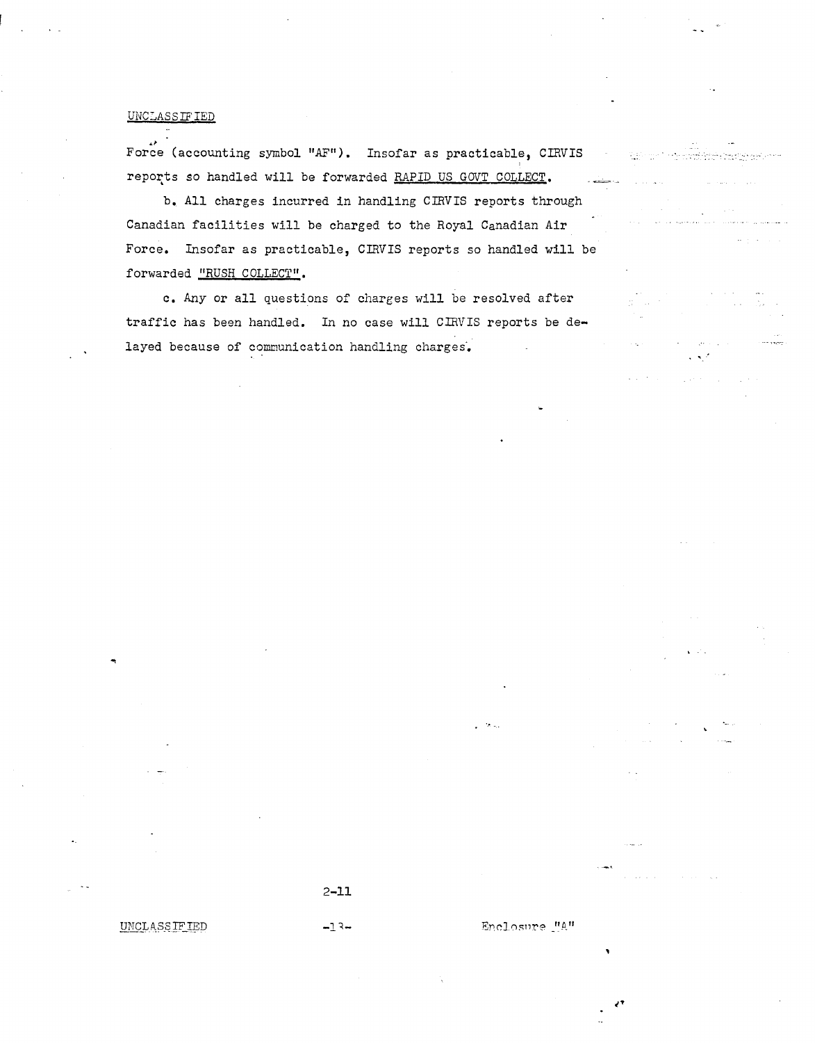Force (accounting symbol "AF"). Insofar as practicable, CIRVIS reports so handled will be forwarded RAPID US GOVT COLLECT.

b. All charges incurred in handling CIRVIS reports through Canadian facilities will be charged to the Royal Canadian Air Force. Insofar as practicable, CIRVIS reports so handled will be forwarded "RUSH COLLECT".

c. Any or all questions of charges will be resolved after traffic has been handled. In no case will CIRVIS reports be delayed because of communication handling charges.